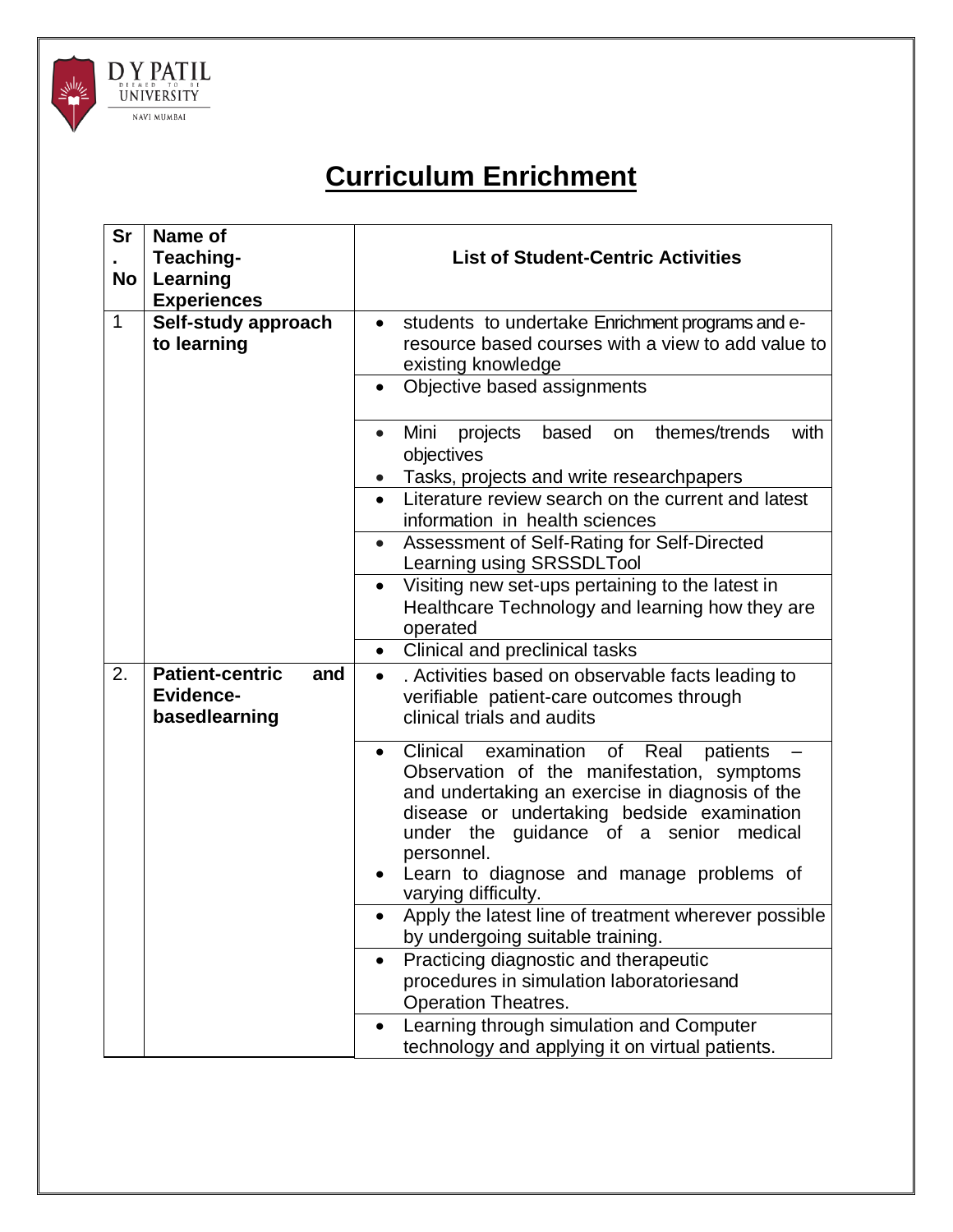# Curriculum Enrichment

| Sr. No | Name of Teaching-Learning Experiences | List of Student-Centric Activities |
|---|---|---|
| 1 | **Self-study approach to learning** | • students to undertake Enrichment programs and e-resource based courses with a view to add value to existing knowledge |
| | | • Objective based assignments |
| | | • Mini projects based on themes/trends with objectives<br>• Tasks, projects and write researchpapers |
| | | • Literature review search on the current and latest information in health sciences |
| | | • Assessment of Self-Rating for Self-Directed Learning using SRSSDLTool |
| | | • Visiting new set-ups pertaining to the latest in Healthcare Technology and learning how they are operated |
| | | • Clinical and preclinical tasks |
| 2. | **Patient-centric and Evidence-basedlearning** | • . Activities based on observable facts leading to verifiable patient-care outcomes through clinical trials and audits |
| | | • Clinical examination of Real patients – Observation of the manifestation, symptoms and undertaking an exercise in diagnosis of the disease or undertaking bedside examination under the guidance of a senior medical personnel.<br>• Learn to diagnose and manage problems of varying difficulty. |
| | | • Apply the latest line of treatment wherever possible by undergoing suitable training. |
| | | • Practicing diagnostic and therapeutic procedures in simulation laboratoriesand Operation Theatres. |
| | | • Learning through simulation and Computer technology and applying it on virtual patients. |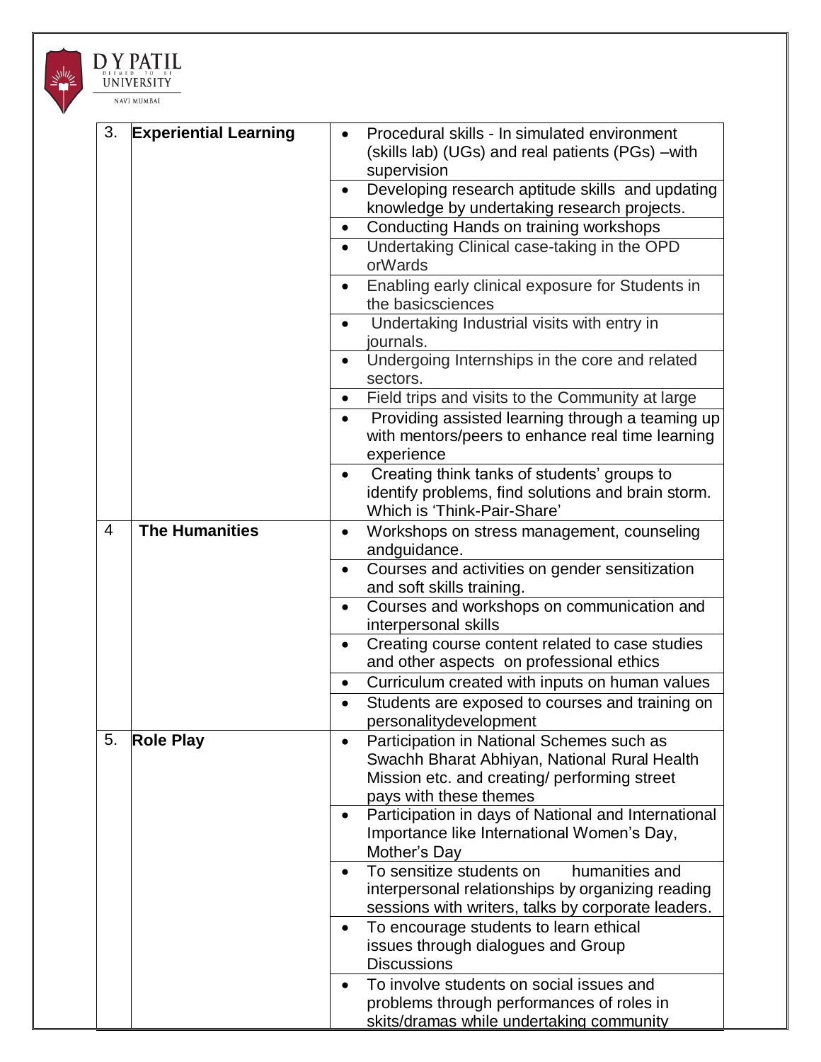| | | |
|---|---|---|
| 3. | **Experiential Learning** | • Procedural skills - In simulated environment (skills lab) (UGs) and real patients (PGs) –with supervision |
| | | • Developing research aptitude skills and updating knowledge by undertaking research projects. |
| | | • Conducting Hands on training workshops |
| | | • Undertaking Clinical case-taking in the OPD orWards |
| | | • Enabling early clinical exposure for Students in the basicsciences |
| | | • Undertaking Industrial visits with entry in journals. |
| | | • Undergoing Internships in the core and related sectors. |
| | | • Field trips and visits to the Community at large |
| | | • Providing assisted learning through a teaming up with mentors/peers to enhance real time learning experience |
| | | • Creating think tanks of students' groups to identify problems, find solutions and brain storm. Which is 'Think-Pair-Share' |
| 4 | **The Humanities** | • Workshops on stress management, counseling andguidance. |
| | | • Courses and activities on gender sensitization and soft skills training. |
| | | • Courses and workshops on communication and interpersonal skills |
| | | • Creating course content related to case studies and other aspects on professional ethics |
| | | • Curriculum created with inputs on human values |
| | | • Students are exposed to courses and training on personalitydevelopment |
| 5. | **Role Play** | • Participation in National Schemes such as Swachh Bharat Abhiyan, National Rural Health Mission etc. and creating/ performing street pays with these themes |
| | | • Participation in days of National and International Importance like International Women's Day, Mother's Day |
| | | • To sensitize students on humanities and interpersonal relationships by organizing reading sessions with writers, talks by corporate leaders. |
| | | • To encourage students to learn ethical issues through dialogues and Group Discussions |
| | | • To involve students on social issues and problems through performances of roles in skits/dramas while undertaking community |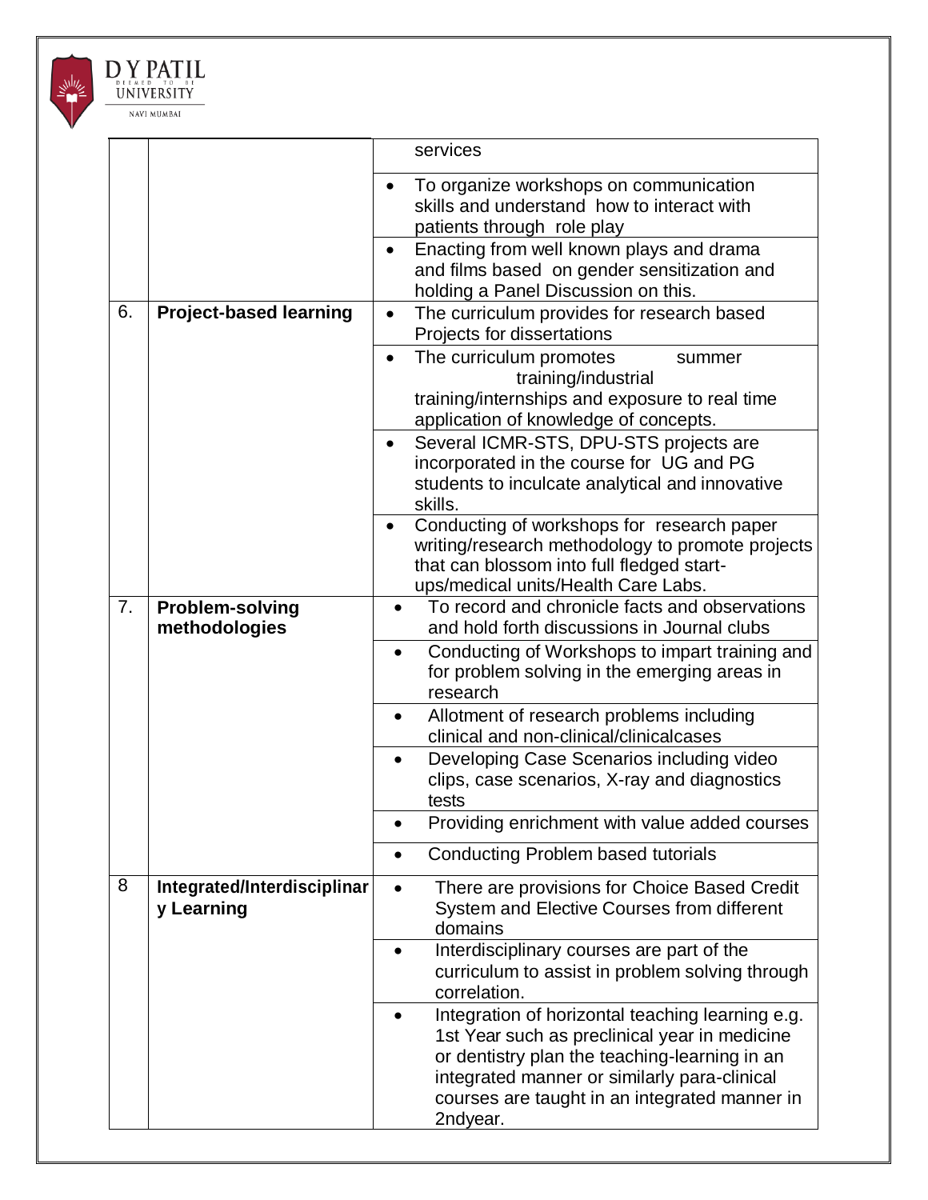| | | |
|---|---|---|
| | | services |
| | | • To organize workshops on communication skills and understand how to interact with patients through role play |
| | | • Enacting from well known plays and drama and films based on gender sensitization and holding a Panel Discussion on this. |
| 6. | **Project-based learning** | • The curriculum provides for research based Projects for dissertations |
| | | • The curriculum promotes summer training/industrial training/internships and exposure to real time application of knowledge of concepts. |
| | | • Several ICMR-STS, DPU-STS projects are incorporated in the course for UG and PG students to inculcate analytical and innovative skills. |
| | | • Conducting of workshops for research paper writing/research methodology to promote projects that can blossom into full fledged start-ups/medical units/Health Care Labs. |
| 7. | **Problem-solving methodologies** | • To record and chronicle facts and observations and hold forth discussions in Journal clubs |
| | | • Conducting of Workshops to impart training and for problem solving in the emerging areas in research |
| | | • Allotment of research problems including clinical and non-clinical/clinicalcases |
| | | • Developing Case Scenarios including video clips, case scenarios, X-ray and diagnostics tests |
| | | • Providing enrichment with value added courses |
| | | • Conducting Problem based tutorials |
| 8 | **Integrated/Interdisciplinary Learning** | • There are provisions for Choice Based Credit System and Elective Courses from different domains |
| | | • Interdisciplinary courses are part of the curriculum to assist in problem solving through correlation. |
| | | • Integration of horizontal teaching learning e.g. 1st Year such as preclinical year in medicine or dentistry plan the teaching-learning in an integrated manner or similarly para-clinical courses are taught in an integrated manner in 2ndyear. |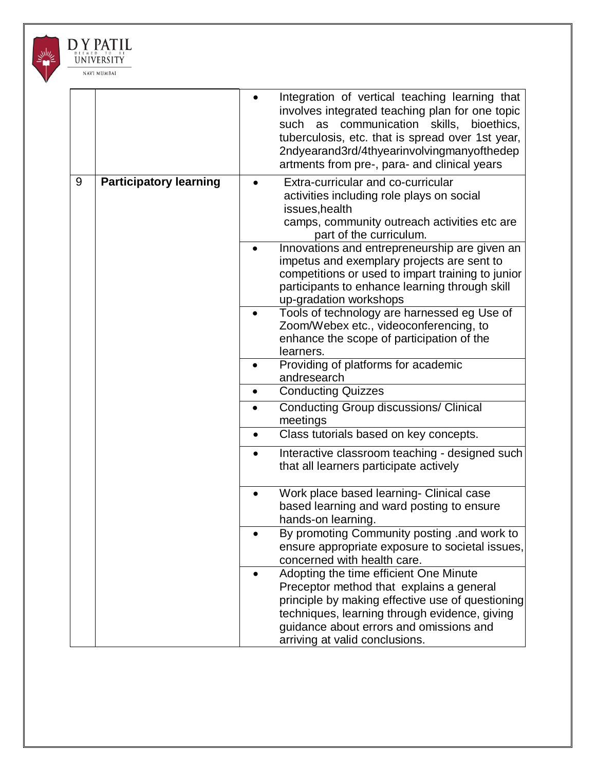| | | |
|---|---|---|
| | | • Integration of vertical teaching learning that involves integrated teaching plan for one topic such as communication skills, bioethics, tuberculosis, etc. that is spread over 1st year, 2ndyearand3rd/4thyearinvolvingmanyofthedepartments from pre-, para- and clinical years |
| 9 | **Participatory learning** | • Extra-curricular and co-curricular activities including role plays on social issues,health camps, community outreach activities etc are part of the curriculum. |
| | | • Innovations and entrepreneurship are given an impetus and exemplary projects are sent to competitions or used to impart training to junior participants to enhance learning through skill up-gradation workshops |
| | | • Tools of technology are harnessed eg Use of Zoom/Webex etc., videoconferencing, to enhance the scope of participation of the learners. |
| | | • Providing of platforms for academic andresearch |
| | | • Conducting Quizzes |
| | | • Conducting Group discussions/ Clinical meetings |
| | | • Class tutorials based on key concepts. |
| | | • Interactive classroom teaching - designed such that all learners participate actively |
| | | • Work place based learning- Clinical case based learning and ward posting to ensure hands-on learning. |
| | | • By promoting Community posting .and work to ensure appropriate exposure to societal issues, concerned with health care. |
| | | • Adopting the time efficient One Minute Preceptor method that explains a general principle by making effective use of questioning techniques, learning through evidence, giving guidance about errors and omissions and arriving at valid conclusions. |